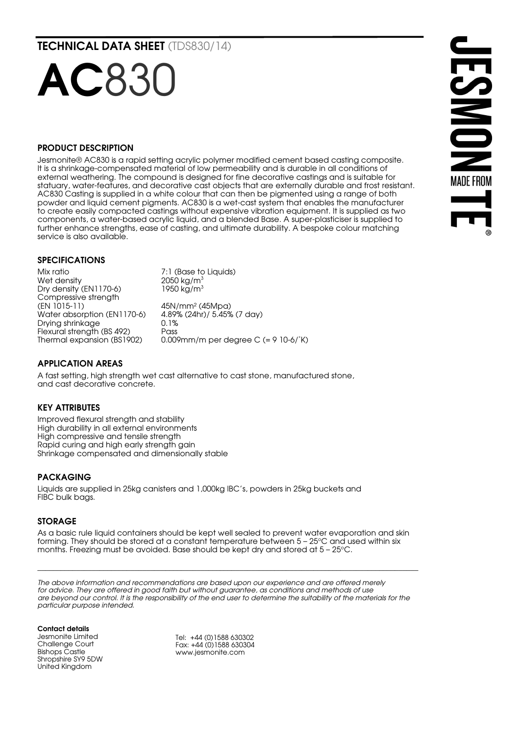# TECHNICAL DATA SHEET (TDS830/14)

# AC830

## PRODUCT DESCRIPTION

Jesmonite® AC830 is a rapid setting acrylic polymer modified cement based casting composite. It is a shrinkage-compensated material of low permeability and is durable in all conditions of external weathering. The compound is designed for fine decorative castings and is suitable for statuary, water-features, and decorative cast objects that are externally durable and frost resistant. AC830 Casting is supplied in a white colour that can then be pigmented using a range of both powder and liquid cement pigments. AC830 is a wet-cast system that enables the manufacturer to create easily compacted castings without expensive vibration equipment. It is supplied as two components, a water-based acrylic liquid, and a blended Base. A super-plasticiser is supplied to further enhance strengths, ease of casting, and ultimate durability. A bespoke colour matching service is also available.

## SPECIFICATIONS

| | |
|---|---|
| Mix ratio | 7:1 (Base to Liquids) |
| Wet density | 2050 kg/m$^3$ |
| Dry density (EN1170-6) | 1950 kg/m$^3$ |
| Compressive strength (EN 1015-11) | 45N/mm$^2$ (45Mpa) |
| Water absorption (EN1170-6) | 4.89% (24hr)/ 5.45% (7 day) |
| Drying shrinkage | 0.1% |
| Flexural strength (BS 492) | Pass |
| Thermal expansion (BS1902) | 0.009mm/m per degree C (= 9 10-6/˚K) |

## APPLICATION AREAS

A fast setting, high strength wet cast alternative to cast stone, manufactured stone, and cast decorative concrete.

## KEY ATTRIBUTES

Improved flexural strength and stability
High durability in all external environments
High compressive and tensile strength
Rapid curing and high early strength gain
Shrinkage compensated and dimensionally stable

## PACKAGING

Liquids are supplied in 25kg canisters and 1,000kg IBC's, powders in 25kg buckets and FIBC bulk bags.

## STORAGE

As a basic rule liquid containers should be kept well sealed to prevent water evaporation and skin forming. They should be stored at a constant temperature between 5 – 25°C and used within six months. Freezing must be avoided. Base should be kept dry and stored at 5 – 25°C.

---

*The above information and recommendations are based upon our experience and are offered merely for advice. They are offered in good faith but without guarantee, as conditions and methods of use are beyond our control. It is the responsibility of the end user to determine the suitability of the materials for the particular purpose intended.*

**Contact details**
Jesmonite Limited
Challenge Court
Bishops Castle
Shropshire SY9 5DW
United Kingdom

Tel: +44 (0)1588 630302
Fax: +44 (0)1588 630304
www.jesmonite.com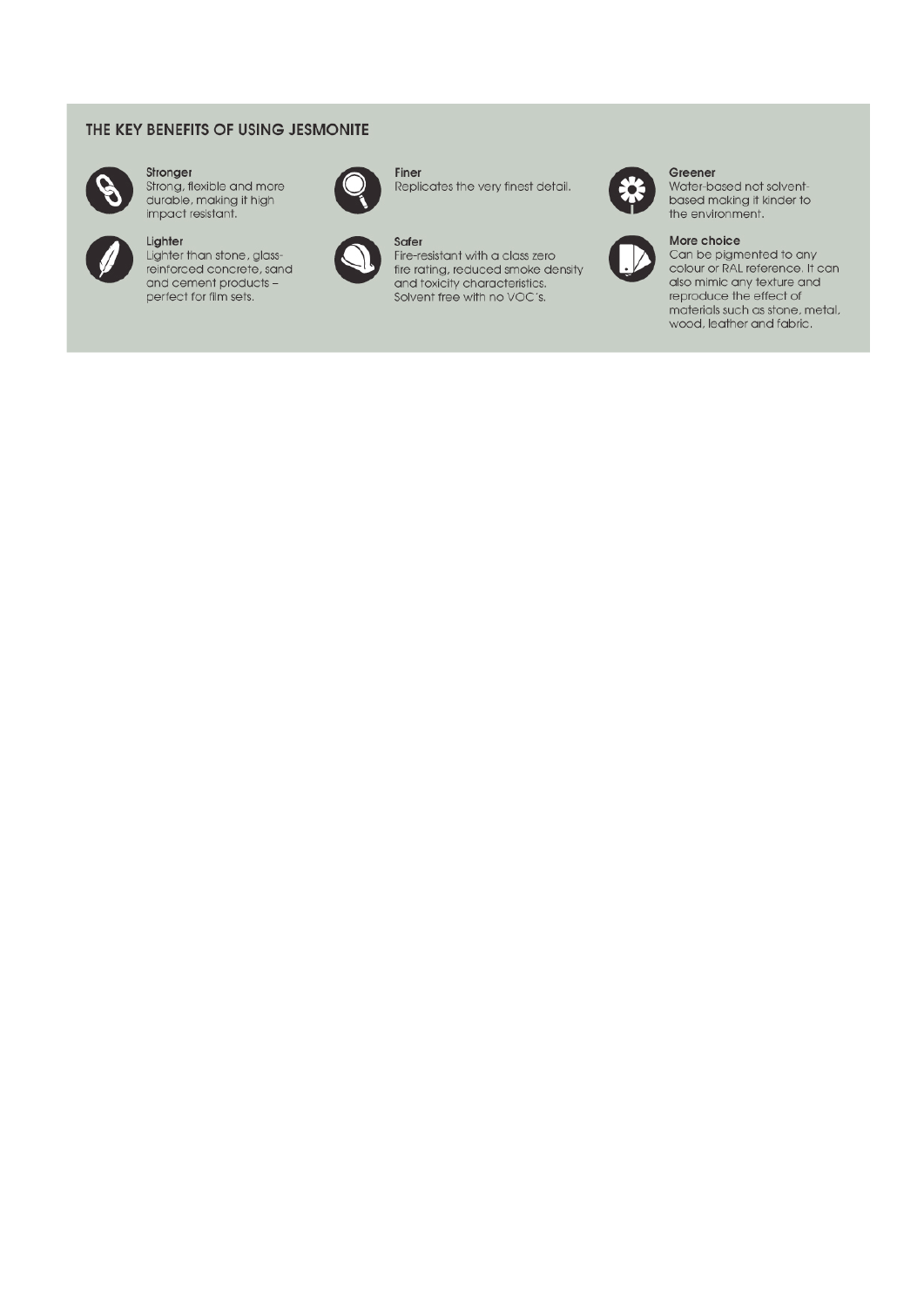## THE KEY BENEFITS OF USING JESMONITE

**Stronger**
Strong, flexible and more durable, making it high impact resistant.

**Lighter**
Lighter than stone, glass-reinforced concrete, sand and cement products – perfect for film sets.

**Finer**
Replicates the very finest detail.

**Safer**
Fire-resistant with a class zero fire rating, reduced smoke density and toxicity characteristics. Solvent free with no VOC's.

**Greener**
Water-based not solvent-based making it kinder to the environment.

**More choice**
Can be pigmented to any colour or RAL reference. It can also mimic any texture and reproduce the effect of materials such as stone, metal, wood, leather and fabric.